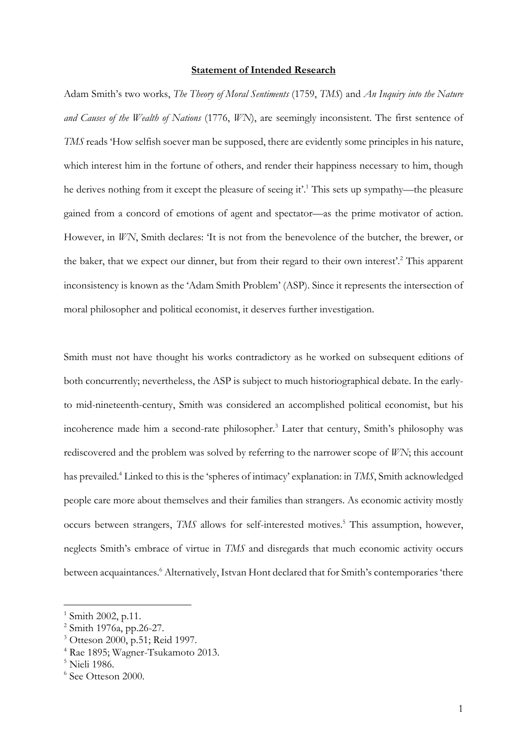**Statement of Intended Research**

Adam Smith's two works, *The Theory of Moral Sentiments* (1759, *TMS*) and *An Inquiry into the Nature and Causes of the Wealth of Nations* (1776, *WN*), are seemingly inconsistent. The first sentence of *TMS* reads 'How selfish soever man be supposed, there are evidently some principles in his nature, which interest him in the fortune of others, and render their happiness necessary to him, though he derives nothing from it except the pleasure of seeing it'.[1] This sets up sympathy—the pleasure gained from a concord of emotions of agent and spectator—as the prime motivator of action. However, in *WN*, Smith declares: 'It is not from the benevolence of the butcher, the brewer, or the baker, that we expect our dinner, but from their regard to their own interest'.[2] This apparent inconsistency is known as the 'Adam Smith Problem' (ASP). Since it represents the intersection of moral philosopher and political economist, it deserves further investigation.

Smith must not have thought his works contradictory as he worked on subsequent editions of both concurrently; nevertheless, the ASP is subject to much historiographical debate. In the early- to mid-nineteenth-century, Smith was considered an accomplished political economist, but his incoherence made him a second-rate philosopher.[3] Later that century, Smith's philosophy was rediscovered and the problem was solved by referring to the narrower scope of *WN*; this account has prevailed.[4] Linked to this is the 'spheres of intimacy' explanation: in *TMS*, Smith acknowledged people care more about themselves and their families than strangers. As economic activity mostly occurs between strangers, *TMS* allows for self-interested motives.[5] This assumption, however, neglects Smith's embrace of virtue in *TMS* and disregards that much economic activity occurs between acquaintances.[6] Alternatively, Istvan Hont declared that for Smith's contemporaries 'there

---

[1] Smith 2002, p.11.

[2] Smith 1976a, pp.26-27.

[3] Otteson 2000, p.51; Reid 1997.

[4] Rae 1895; Wagner-Tsukamoto 2013.

[5] Nieli 1986.

[6] See Otteson 2000.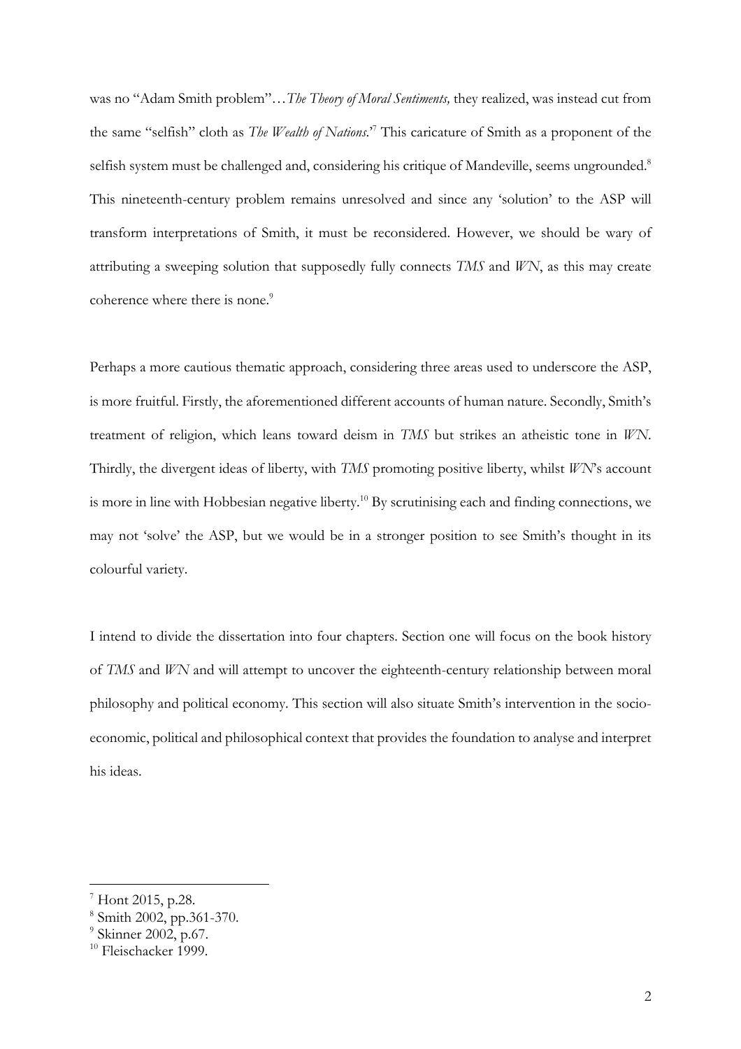was no "Adam Smith problem"…*The Theory of Moral Sentiments,* they realized, was instead cut from the same "selfish" cloth as *The Wealth of Nations*."[7] This caricature of Smith as a proponent of the selfish system must be challenged and, considering his critique of Mandeville, seems ungrounded.[8] This nineteenth-century problem remains unresolved and since any 'solution' to the ASP will transform interpretations of Smith, it must be reconsidered. However, we should be wary of attributing a sweeping solution that supposedly fully connects *TMS* and *WN*, as this may create coherence where there is none.[9]

Perhaps a more cautious thematic approach, considering three areas used to underscore the ASP, is more fruitful. Firstly, the aforementioned different accounts of human nature. Secondly, Smith's treatment of religion, which leans toward deism in *TMS* but strikes an atheistic tone in *WN*. Thirdly, the divergent ideas of liberty, with *TMS* promoting positive liberty, whilst *WN*'s account is more in line with Hobbesian negative liberty.[10] By scrutinising each and finding connections, we may not 'solve' the ASP, but we would be in a stronger position to see Smith's thought in its colourful variety.

I intend to divide the dissertation into four chapters. Section one will focus on the book history of *TMS* and *WN* and will attempt to uncover the eighteenth-century relationship between moral philosophy and political economy. This section will also situate Smith's intervention in the socio-economic, political and philosophical context that provides the foundation to analyse and interpret his ideas.

---

[7] Hont 2015, p.28.
[8] Smith 2002, pp.361-370.
[9] Skinner 2002, p.67.
[10] Fleischacker 1999.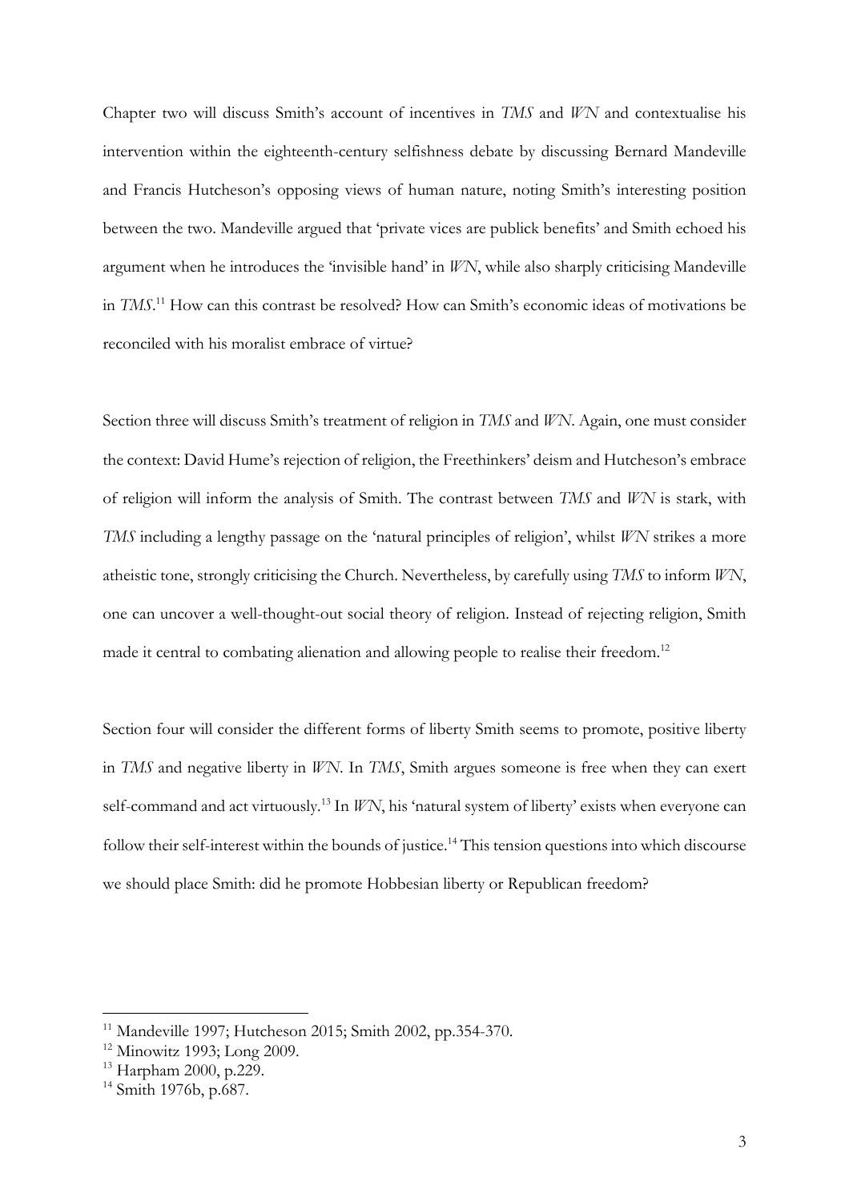Chapter two will discuss Smith's account of incentives in *TMS* and *WN* and contextualise his intervention within the eighteenth-century selfishness debate by discussing Bernard Mandeville and Francis Hutcheson's opposing views of human nature, noting Smith's interesting position between the two. Mandeville argued that 'private vices are publick benefits' and Smith echoed his argument when he introduces the 'invisible hand' in *WN*, while also sharply criticising Mandeville in *TMS*.[11] How can this contrast be resolved? How can Smith's economic ideas of motivations be reconciled with his moralist embrace of virtue?

Section three will discuss Smith's treatment of religion in *TMS* and *WN*. Again, one must consider the context: David Hume's rejection of religion, the Freethinkers' deism and Hutcheson's embrace of religion will inform the analysis of Smith. The contrast between *TMS* and *WN* is stark, with *TMS* including a lengthy passage on the 'natural principles of religion', whilst *WN* strikes a more atheistic tone, strongly criticising the Church. Nevertheless, by carefully using *TMS* to inform *WN*, one can uncover a well-thought-out social theory of religion. Instead of rejecting religion, Smith made it central to combating alienation and allowing people to realise their freedom.[12]

Section four will consider the different forms of liberty Smith seems to promote, positive liberty in *TMS* and negative liberty in *WN*. In *TMS*, Smith argues someone is free when they can exert self-command and act virtuously.[13] In *WN*, his 'natural system of liberty' exists when everyone can follow their self-interest within the bounds of justice.[14] This tension questions into which discourse we should place Smith: did he promote Hobbesian liberty or Republican freedom?

---

[11] Mandeville 1997; Hutcheson 2015; Smith 2002, pp.354-370.

[12] Minowitz 1993; Long 2009.

[13] Harpham 2000, p.229.

[14] Smith 1976b, p.687.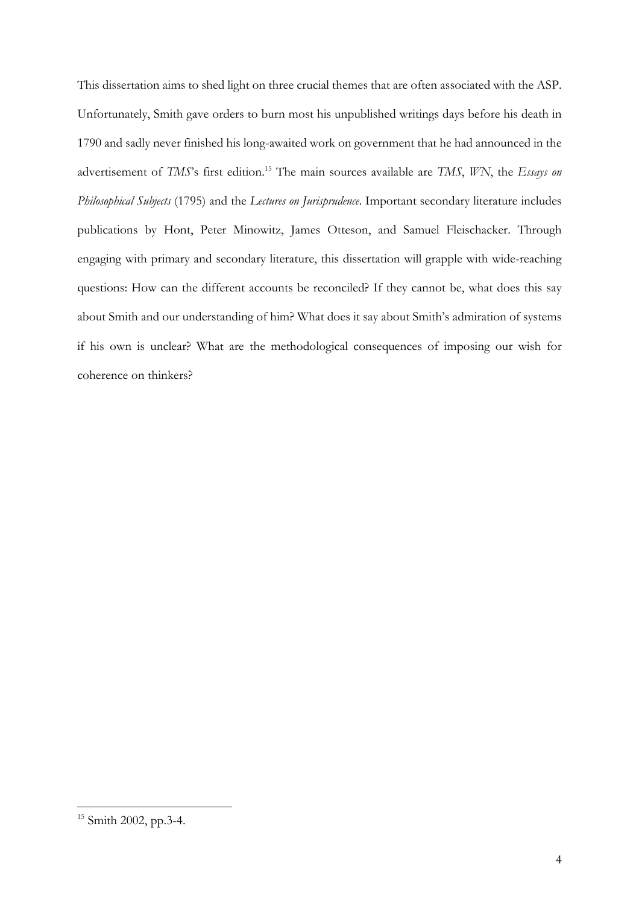This dissertation aims to shed light on three crucial themes that are often associated with the ASP. Unfortunately, Smith gave orders to burn most his unpublished writings days before his death in 1790 and sadly never finished his long-awaited work on government that he had announced in the advertisement of *TMS*'s first edition.[15] The main sources available are *TMS*, *WN*, the *Essays on Philosophical Subjects* (1795) and the *Lectures on Jurisprudence*. Important secondary literature includes publications by Hont, Peter Minowitz, James Otteson, and Samuel Fleischacker. Through engaging with primary and secondary literature, this dissertation will grapple with wide-reaching questions: How can the different accounts be reconciled? If they cannot be, what does this say about Smith and our understanding of him? What does it say about Smith's admiration of systems if his own is unclear? What are the methodological consequences of imposing our wish for coherence on thinkers?

---

[15] Smith 2002, pp.3-4.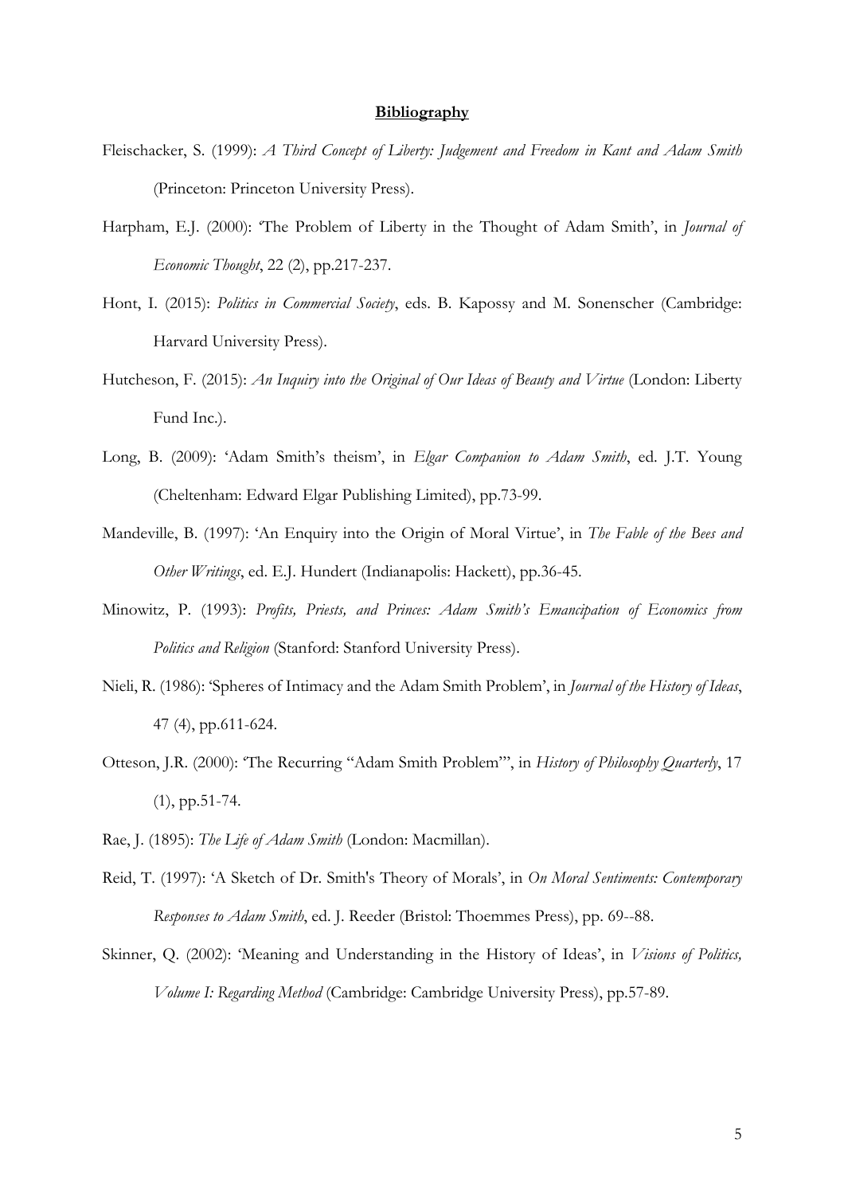**Bibliography**

Fleischacker, S. (1999): *A Third Concept of Liberty: Judgement and Freedom in Kant and Adam Smith* (Princeton: Princeton University Press).

Harpham, E.J. (2000): 'The Problem of Liberty in the Thought of Adam Smith', in *Journal of Economic Thought*, 22 (2), pp.217-237.

Hont, I. (2015): *Politics in Commercial Society*, eds. B. Kapossy and M. Sonenscher (Cambridge: Harvard University Press).

Hutcheson, F. (2015): *An Inquiry into the Original of Our Ideas of Beauty and Virtue* (London: Liberty Fund Inc.).

Long, B. (2009): 'Adam Smith's theism', in *Elgar Companion to Adam Smith*, ed. J.T. Young (Cheltenham: Edward Elgar Publishing Limited), pp.73-99.

Mandeville, B. (1997): 'An Enquiry into the Origin of Moral Virtue', in *The Fable of the Bees and Other Writings*, ed. E.J. Hundert (Indianapolis: Hackett), pp.36-45.

Minowitz, P. (1993): *Profits, Priests, and Princes: Adam Smith's Emancipation of Economics from Politics and Religion* (Stanford: Stanford University Press).

Nieli, R. (1986): 'Spheres of Intimacy and the Adam Smith Problem', in *Journal of the History of Ideas*, 47 (4), pp.611-624.

Otteson, J.R. (2000): 'The Recurring "Adam Smith Problem"', in *History of Philosophy Quarterly*, 17 (1), pp.51-74.

Rae, J. (1895): *The Life of Adam Smith* (London: Macmillan).

Reid, T. (1997): 'A Sketch of Dr. Smith's Theory of Morals', in *On Moral Sentiments: Contemporary Responses to Adam Smith*, ed. J. Reeder (Bristol: Thoemmes Press), pp. 69--88.

Skinner, Q. (2002): 'Meaning and Understanding in the History of Ideas', in *Visions of Politics, Volume I: Regarding Method* (Cambridge: Cambridge University Press), pp.57-89.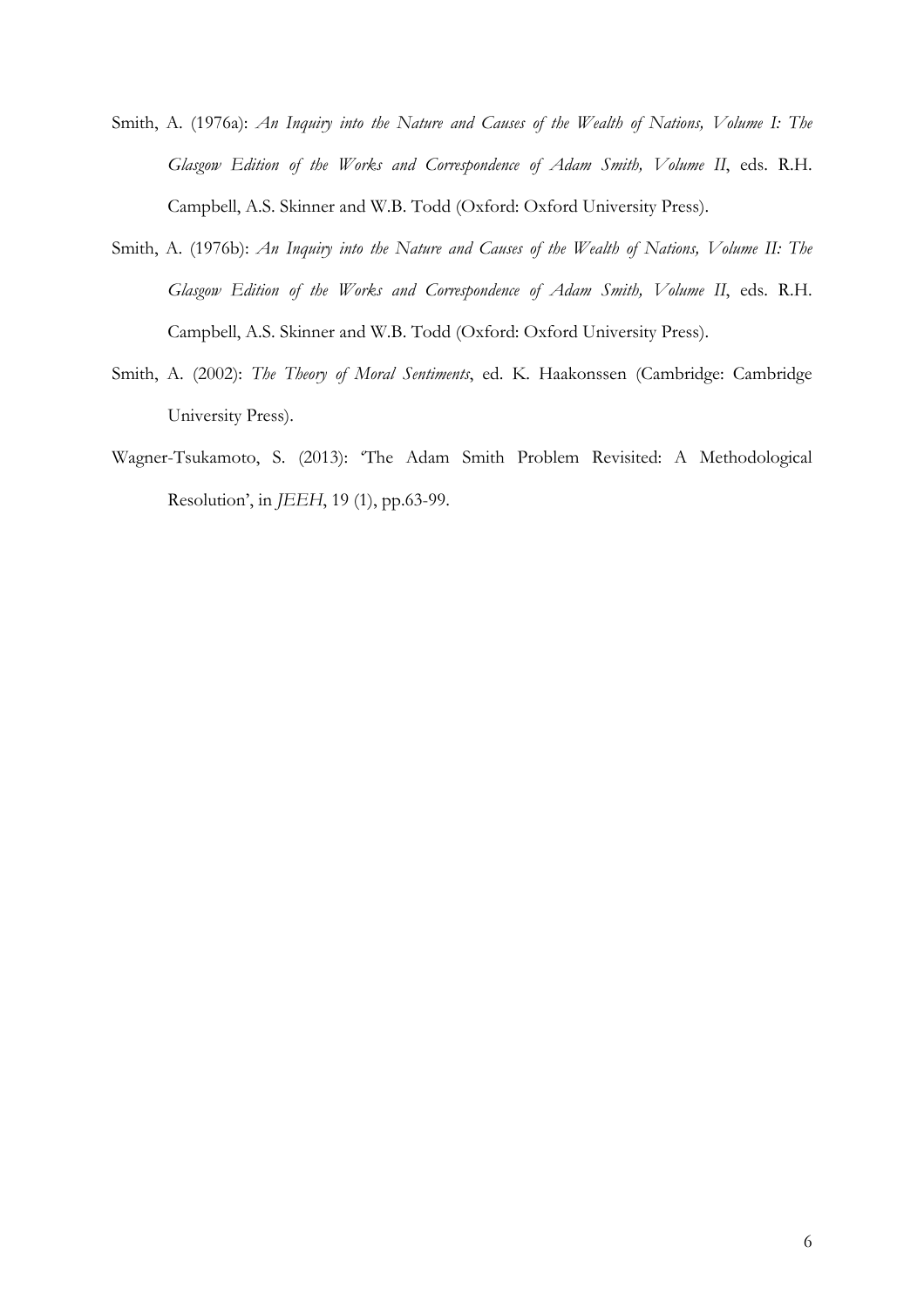Smith, A. (1976a): *An Inquiry into the Nature and Causes of the Wealth of Nations, Volume I: The Glasgow Edition of the Works and Correspondence of Adam Smith, Volume II*, eds. R.H. Campbell, A.S. Skinner and W.B. Todd (Oxford: Oxford University Press).

Smith, A. (1976b): *An Inquiry into the Nature and Causes of the Wealth of Nations, Volume II: The Glasgow Edition of the Works and Correspondence of Adam Smith, Volume II*, eds. R.H. Campbell, A.S. Skinner and W.B. Todd (Oxford: Oxford University Press).

Smith, A. (2002): *The Theory of Moral Sentiments*, ed. K. Haakonssen (Cambridge: Cambridge University Press).

Wagner-Tsukamoto, S. (2013): 'The Adam Smith Problem Revisited: A Methodological Resolution', in *JEEH*, 19 (1), pp.63-99.